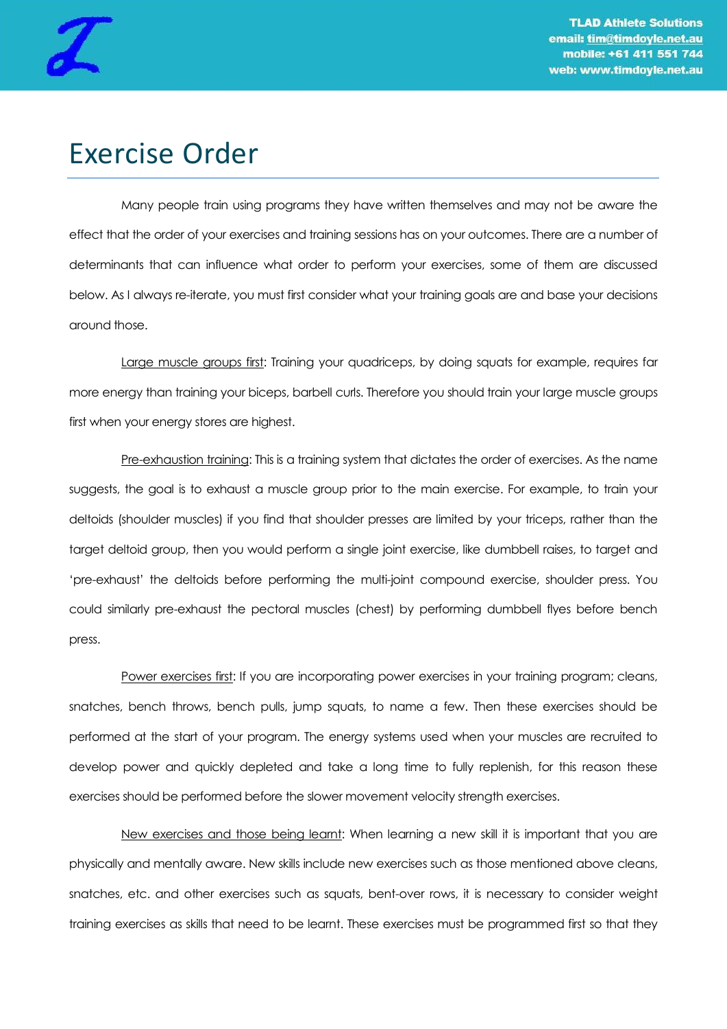# Exercise Order

Many people train using programs they have written themselves and may not be aware the effect that the order of your exercises and training sessions has on your outcomes. There are a number of determinants that can influence what order to perform your exercises, some of them are discussed below. As I always re-iterate, you must first consider what your training goals are and base your decisions around those.

Large muscle groups first: Training your quadriceps, by doing squats for example, requires far more energy than training your biceps, barbell curls. Therefore you should train your large muscle groups first when your energy stores are highest.

Pre-exhaustion training: This is a training system that dictates the order of exercises. As the name suggests, the goal is to exhaust a muscle group prior to the main exercise. For example, to train your deltoids (shoulder muscles) if you find that shoulder presses are limited by your triceps, rather than the target deltoid group, then you would perform a single joint exercise, like dumbbell raises, to target and 'pre-exhaust' the deltoids before performing the multi-joint compound exercise, shoulder press. You could similarly pre-exhaust the pectoral muscles (chest) by performing dumbbell flyes before bench press.

Power exercises first: If you are incorporating power exercises in your training program; cleans, snatches, bench throws, bench pulls, jump squats, to name a few. Then these exercises should be performed at the start of your program. The energy systems used when your muscles are recruited to develop power and quickly depleted and take a long time to fully replenish, for this reason these exercises should be performed before the slower movement velocity strength exercises.

New exercises and those being learnt: When learning a new skill it is important that you are physically and mentally aware. New skills include new exercises such as those mentioned above cleans, snatches, etc. and other exercises such as squats, bent-over rows, it is necessary to consider weight training exercises as skills that need to be learnt. These exercises must be programmed first so that they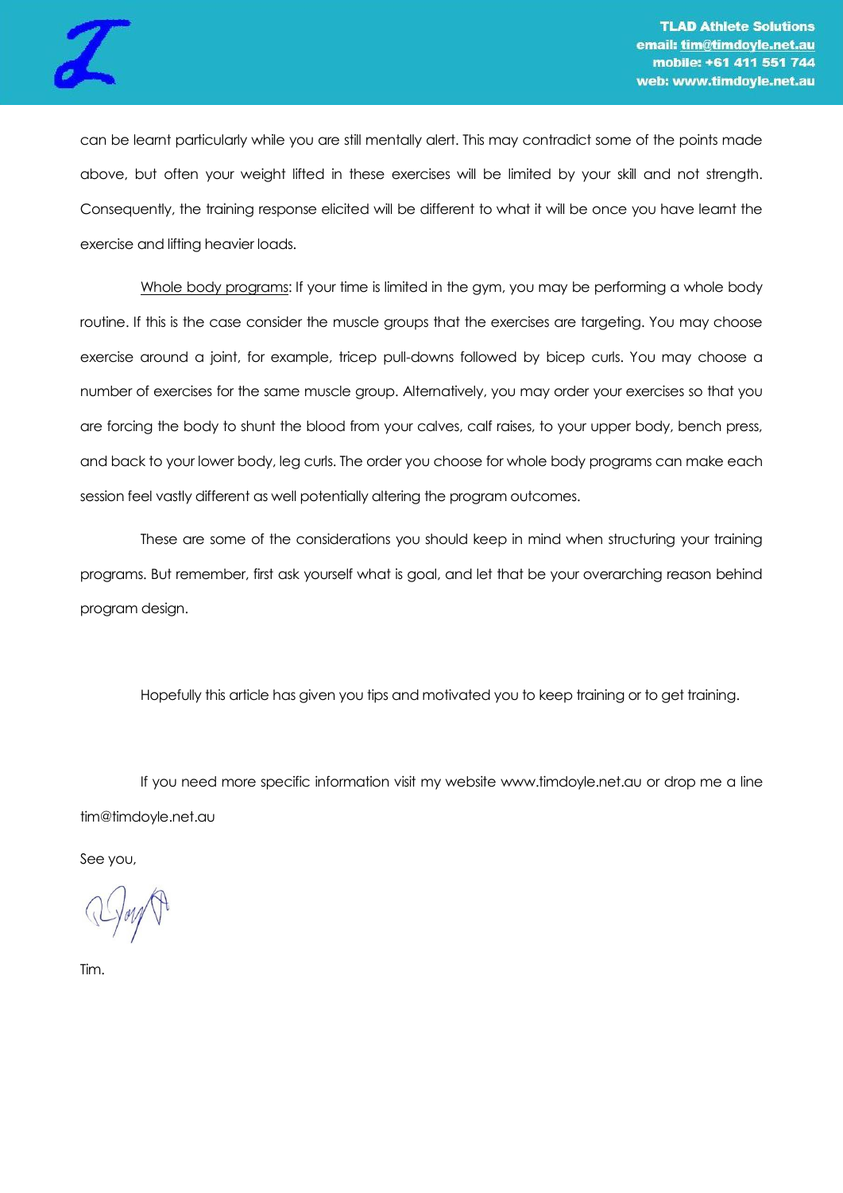can be learnt particularly while you are still mentally alert. This may contradict some of the points made above, but often your weight lifted in these exercises will be limited by your skill and not strength. Consequently, the training response elicited will be different to what it will be once you have learnt the exercise and lifting heavier loads.

Whole body programs: If your time is limited in the gym, you may be performing a whole body routine. If this is the case consider the muscle groups that the exercises are targeting. You may choose exercise around a joint, for example, tricep pull-downs followed by bicep curls. You may choose a number of exercises for the same muscle group. Alternatively, you may order your exercises so that you are forcing the body to shunt the blood from your calves, calf raises, to your upper body, bench press, and back to your lower body, leg curls. The order you choose for whole body programs can make each session feel vastly different as well potentially altering the program outcomes.

These are some of the considerations you should keep in mind when structuring your training programs. But remember, first ask yourself what is goal, and let that be your overarching reason behind program design.

Hopefully this article has given you tips and motivated you to keep training or to get training.

If you need more specific information visit my website www.timdoyle.net.au or drop me a line tim@timdoyle.net.au

See you,

Tim.